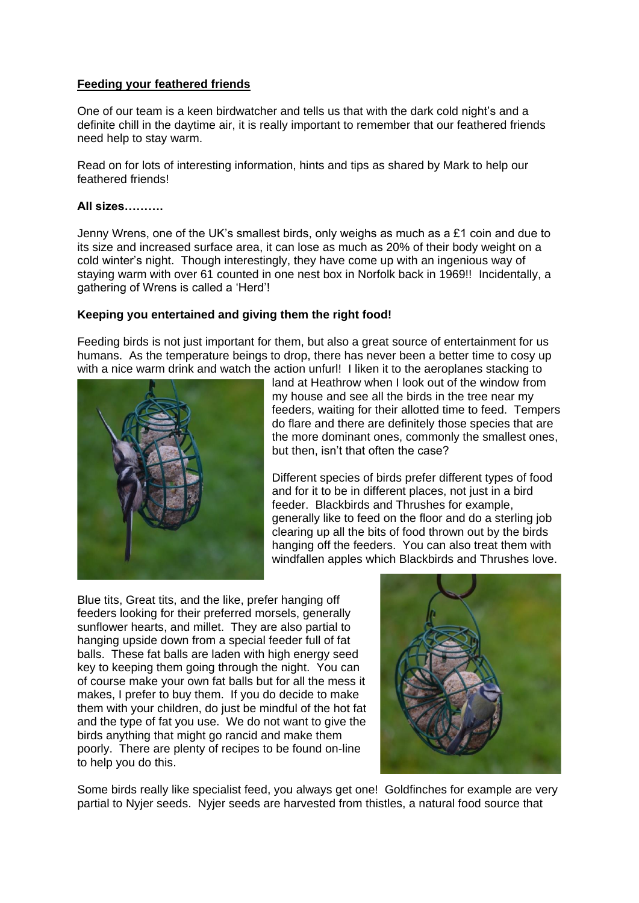**Feeding your feathered friends**

One of our team is a keen birdwatcher and tells us that with the dark cold night's and a definite chill in the daytime air, it is really important to remember that our feathered friends need help to stay warm.

Read on for lots of interesting information, hints and tips as shared by Mark to help our feathered friends!

**All sizes……….**

Jenny Wrens, one of the UK's smallest birds, only weighs as much as a £1 coin and due to its size and increased surface area, it can lose as much as 20% of their body weight on a cold winter's night. Though interestingly, they have come up with an ingenious way of staying warm with over 61 counted in one nest box in Norfolk back in 1969!! Incidentally, a gathering of Wrens is called a 'Herd'!

**Keeping you entertained and giving them the right food!**

Feeding birds is not just important for them, but also a great source of entertainment for us humans. As the temperature beings to drop, there has never been a better time to cosy up with a nice warm drink and watch the action unfurl! I liken it to the aeroplanes stacking to land at Heathrow when I look out of the window from my house and see all the birds in the tree near my feeders, waiting for their allotted time to feed. Tempers do flare and there are definitely those species that are the more dominant ones, commonly the smallest ones, but then, isn't that often the case?

Different species of birds prefer different types of food and for it to be in different places, not just in a bird feeder. Blackbirds and Thrushes for example, generally like to feed on the floor and do a sterling job clearing up all the bits of food thrown out by the birds hanging off the feeders. You can also treat them with windfallen apples which Blackbirds and Thrushes love.

Blue tits, Great tits, and the like, prefer hanging off feeders looking for their preferred morsels, generally sunflower hearts, and millet. They are also partial to hanging upside down from a special feeder full of fat balls. These fat balls are laden with high energy seed key to keeping them going through the night. You can of course make your own fat balls but for all the mess it makes, I prefer to buy them. If you do decide to make them with your children, do just be mindful of the hot fat and the type of fat you use. We do not want to give the birds anything that might go rancid and make them poorly. There are plenty of recipes to be found on-line to help you do this.

Some birds really like specialist feed, you always get one! Goldfinches for example are very partial to Nyjer seeds. Nyjer seeds are harvested from thistles, a natural food source that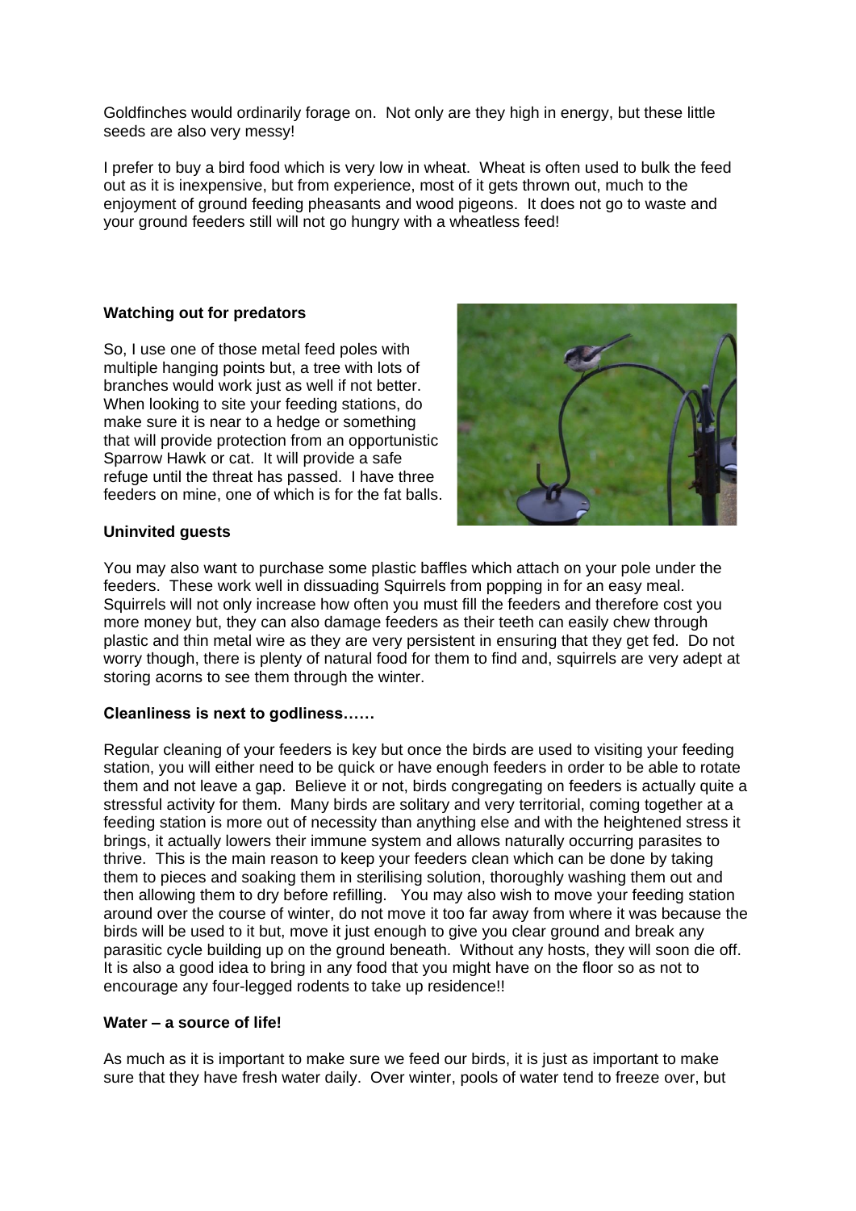Goldfinches would ordinarily forage on. Not only are they high in energy, but these little seeds are also very messy!

I prefer to buy a bird food which is very low in wheat. Wheat is often used to bulk the feed out as it is inexpensive, but from experience, most of it gets thrown out, much to the enjoyment of ground feeding pheasants and wood pigeons. It does not go to waste and your ground feeders still will not go hungry with a wheatless feed!

**Watching out for predators**

So, I use one of those metal feed poles with multiple hanging points but, a tree with lots of branches would work just as well if not better. When looking to site your feeding stations, do make sure it is near to a hedge or something that will provide protection from an opportunistic Sparrow Hawk or cat. It will provide a safe refuge until the threat has passed. I have three feeders on mine, one of which is for the fat balls.

**Uninvited guests**

You may also want to purchase some plastic baffles which attach on your pole under the feeders. These work well in dissuading Squirrels from popping in for an easy meal. Squirrels will not only increase how often you must fill the feeders and therefore cost you more money but, they can also damage feeders as their teeth can easily chew through plastic and thin metal wire as they are very persistent in ensuring that they get fed. Do not worry though, there is plenty of natural food for them to find and, squirrels are very adept at storing acorns to see them through the winter.

**Cleanliness is next to godliness……**

Regular cleaning of your feeders is key but once the birds are used to visiting your feeding station, you will either need to be quick or have enough feeders in order to be able to rotate them and not leave a gap. Believe it or not, birds congregating on feeders is actually quite a stressful activity for them. Many birds are solitary and very territorial, coming together at a feeding station is more out of necessity than anything else and with the heightened stress it brings, it actually lowers their immune system and allows naturally occurring parasites to thrive. This is the main reason to keep your feeders clean which can be done by taking them to pieces and soaking them in sterilising solution, thoroughly washing them out and then allowing them to dry before refilling. You may also wish to move your feeding station around over the course of winter, do not move it too far away from where it was because the birds will be used to it but, move it just enough to give you clear ground and break any parasitic cycle building up on the ground beneath. Without any hosts, they will soon die off. It is also a good idea to bring in any food that you might have on the floor so as not to encourage any four-legged rodents to take up residence!!

**Water – a source of life!**

As much as it is important to make sure we feed our birds, it is just as important to make sure that they have fresh water daily. Over winter, pools of water tend to freeze over, but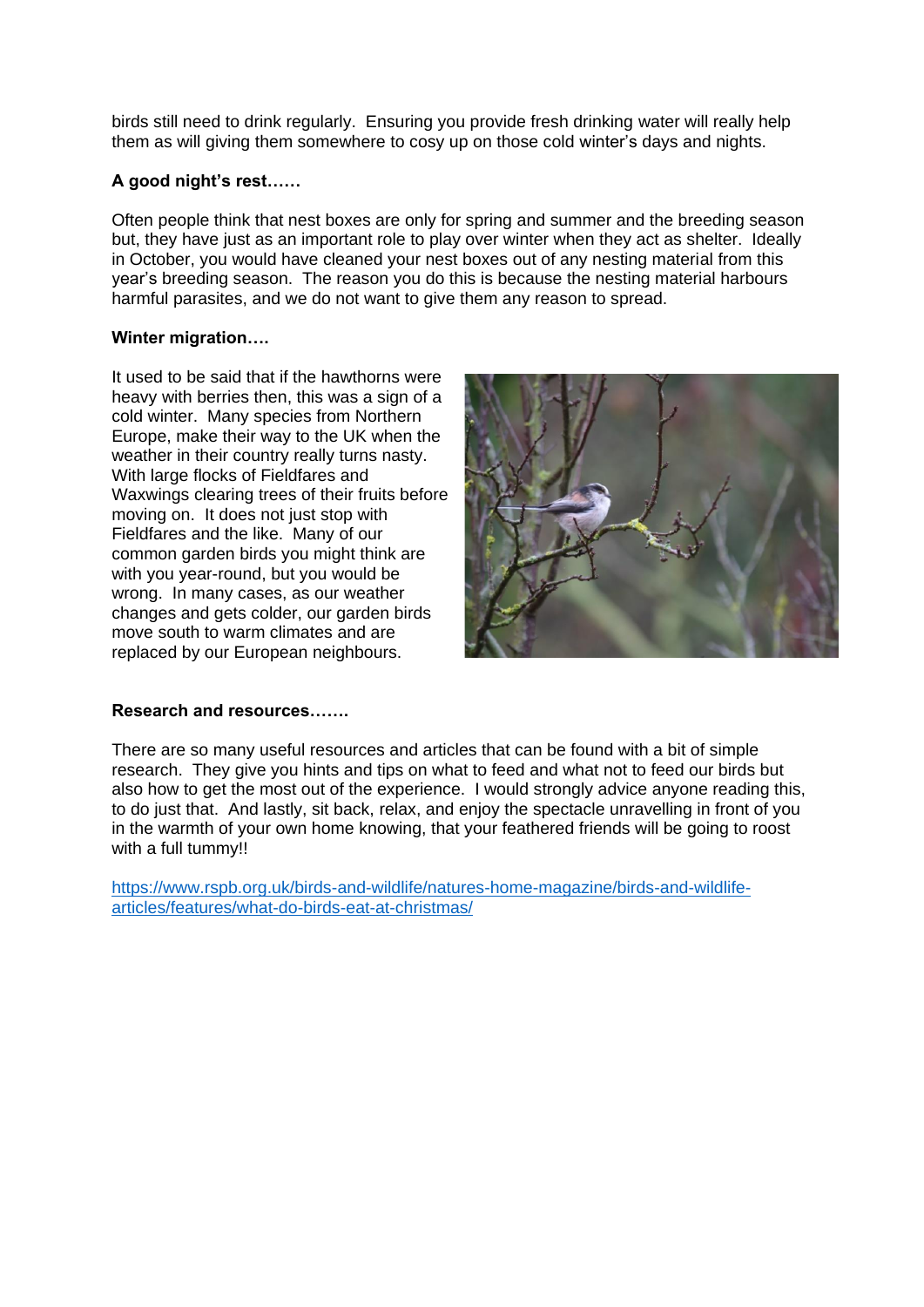birds still need to drink regularly. Ensuring you provide fresh drinking water will really help them as will giving them somewhere to cosy up on those cold winter's days and nights.

**A good night's rest……**

Often people think that nest boxes are only for spring and summer and the breeding season but, they have just as an important role to play over winter when they act as shelter. Ideally in October, you would have cleaned your nest boxes out of any nesting material from this year's breeding season. The reason you do this is because the nesting material harbours harmful parasites, and we do not want to give them any reason to spread.

**Winter migration….**

It used to be said that if the hawthorns were heavy with berries then, this was a sign of a cold winter. Many species from Northern Europe, make their way to the UK when the weather in their country really turns nasty. With large flocks of Fieldfares and Waxwings clearing trees of their fruits before moving on. It does not just stop with Fieldfares and the like. Many of our common garden birds you might think are with you year-round, but you would be wrong. In many cases, as our weather changes and gets colder, our garden birds move south to warm climates and are replaced by our European neighbours.

**Research and resources…….**

There are so many useful resources and articles that can be found with a bit of simple research. They give you hints and tips on what to feed and what not to feed our birds but also how to get the most out of the experience. I would strongly advice anyone reading this, to do just that. And lastly, sit back, relax, and enjoy the spectacle unravelling in front of you in the warmth of your own home knowing, that your feathered friends will be going to roost with a full tummy!!

https://www.rspb.org.uk/birds-and-wildlife/natures-home-magazine/birds-and-wildlife-articles/features/what-do-birds-eat-at-christmas/